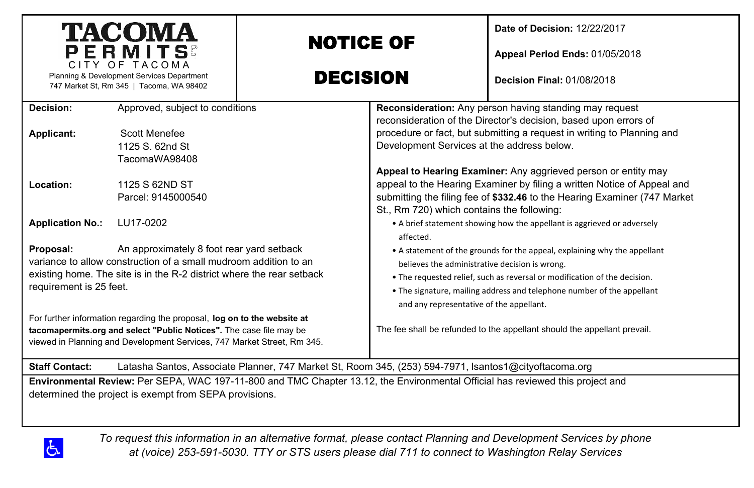**TACOMA PERMITS**
CITY OF TACOMA
Planning & Development Services Department
747 Market St, Rm 345 | Tacoma, WA 98402

# NOTICE OF DECISION

**Date of Decision:** 12/22/2017

**Appeal Period Ends:** 01/05/2018

**Decision Final:** 01/08/2018

**Decision:** Approved, subject to conditions

**Applicant:** Scott Menefee
1125 S. 62nd St
TacomaWA98408

**Location:** 1125 S 62ND ST
Parcel: 9145000540

**Application No.:** LU17-0202

**Proposal:** An approximately 8 foot rear yard setback variance to allow construction of a small mudroom addition to an existing home. The site is in the R-2 district where the rear setback requirement is 25 feet.

For further information regarding the proposal, **log on to the website at tacomapermits.org and select "Public Notices".** The case file may be viewed in Planning and Development Services, 747 Market Street, Rm 345.

**Reconsideration:** Any person having standing may request reconsideration of the Director's decision, based upon errors of procedure or fact, but submitting a request in writing to Planning and Development Services at the address below.

**Appeal to Hearing Examiner:** Any aggrieved person or entity may appeal to the Hearing Examiner by filing a written Notice of Appeal and submitting the filing fee of **$332.46** to the Hearing Examiner (747 Market St., Rm 720) which contains the following:

- A brief statement showing how the appellant is aggrieved or adversely affected.
- A statement of the grounds for the appeal, explaining why the appellant believes the administrative decision is wrong.
- The requested relief, such as reversal or modification of the decision.
- The signature, mailing address and telephone number of the appellant and any representative of the appellant.

The fee shall be refunded to the appellant should the appellant prevail.

**Staff Contact:** Latasha Santos, Associate Planner, 747 Market St, Room 345, (253) 594-7971, lsantos1@cityoftacoma.org

**Environmental Review:** Per SEPA, WAC 197-11-800 and TMC Chapter 13.12, the Environmental Official has reviewed this project and determined the project is exempt from SEPA provisions.

*To request this information in an alternative format, please contact Planning and Development Services by phone at (voice) 253-591-5030. TTY or STS users please dial 711 to connect to Washington Relay Services*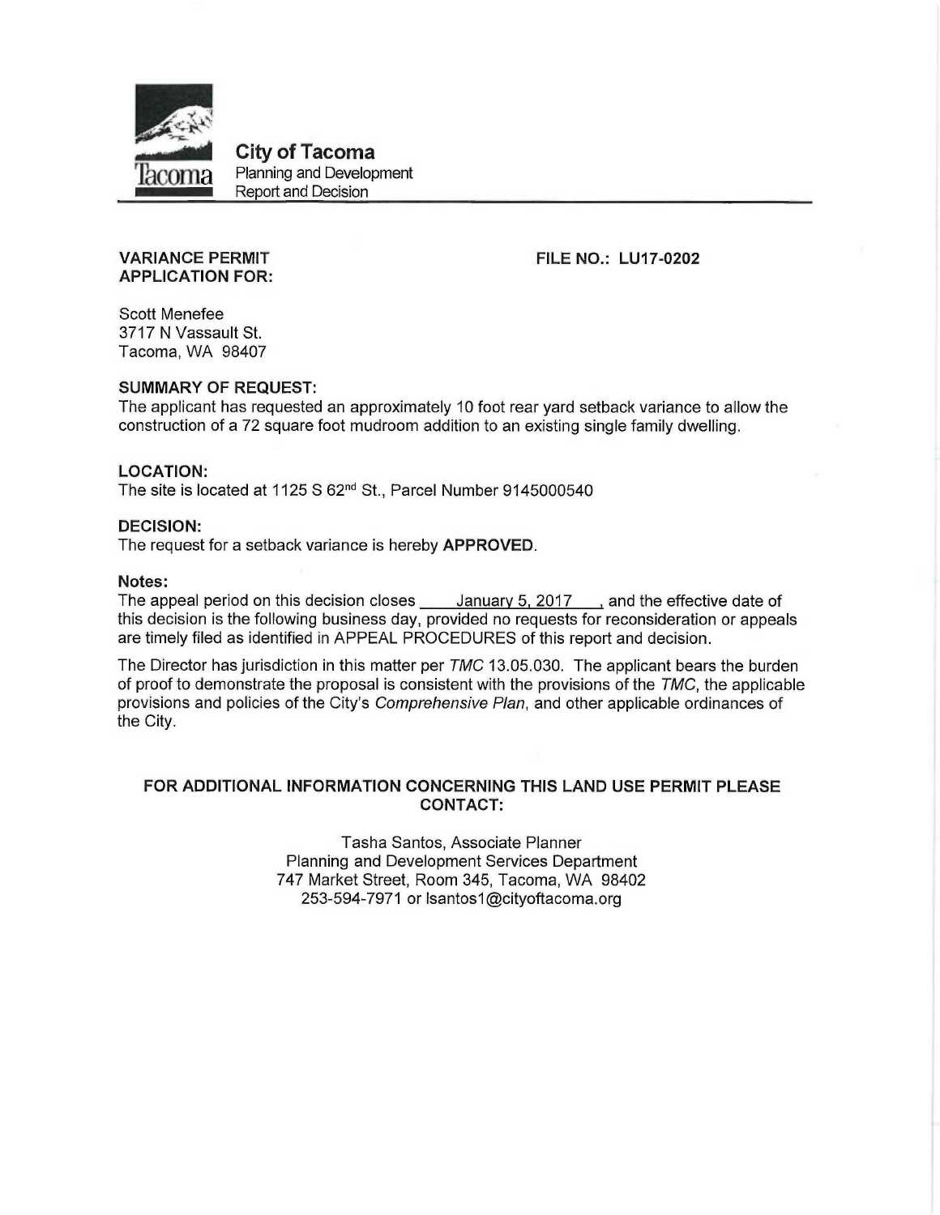**City of Tacoma**
Planning and Development
Report and Decision

**VARIANCE PERMIT APPLICATION FOR:**

**FILE NO.: LU17-0202**

Scott Menefee
3717 N Vassault St.
Tacoma, WA 98407

**SUMMARY OF REQUEST:**

The applicant has requested an approximately 10 foot rear yard setback variance to allow the construction of a 72 square foot mudroom addition to an existing single family dwelling.

**LOCATION:**

The site is located at 1125 S 62nd St., Parcel Number 9145000540

**DECISION:**

The request for a setback variance is hereby **APPROVED**.

**Notes:**

The appeal period on this decision closes January 5, 2017, and the effective date of this decision is the following business day, provided no requests for reconsideration or appeals are timely filed as identified in APPEAL PROCEDURES of this report and decision.

The Director has jurisdiction in this matter per *TMC* 13.05.030. The applicant bears the burden of proof to demonstrate the proposal is consistent with the provisions of the *TMC*, the applicable provisions and policies of the City's *Comprehensive Plan*, and other applicable ordinances of the City.

**FOR ADDITIONAL INFORMATION CONCERNING THIS LAND USE PERMIT PLEASE CONTACT:**

Tasha Santos, Associate Planner
Planning and Development Services Department
747 Market Street, Room 345, Tacoma, WA 98402
253-594-7971 or lsantos1@cityoftacoma.org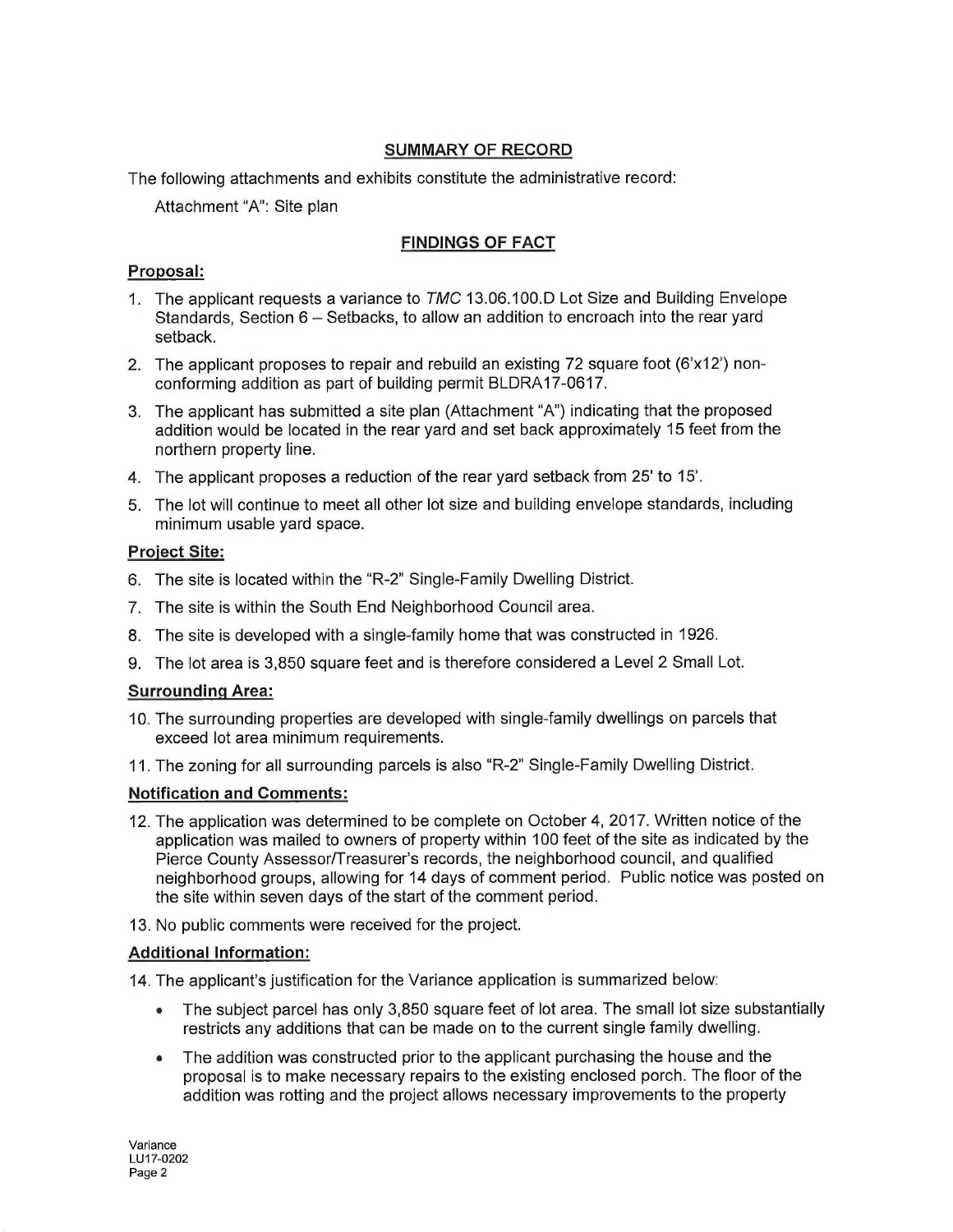## SUMMARY OF RECORD

The following attachments and exhibits constitute the administrative record:

Attachment "A": Site plan

## FINDINGS OF FACT

### Proposal:

1. The applicant requests a variance to *TMC* 13.06.100.D Lot Size and Building Envelope Standards, Section 6 – Setbacks, to allow an addition to encroach into the rear yard setback.
2. The applicant proposes to repair and rebuild an existing 72 square foot (6'x12') non-conforming addition as part of building permit BLDRA17-0617.
3. The applicant has submitted a site plan (Attachment "A") indicating that the proposed addition would be located in the rear yard and set back approximately 15 feet from the northern property line.
4. The applicant proposes a reduction of the rear yard setback from 25' to 15'.
5. The lot will continue to meet all other lot size and building envelope standards, including minimum usable yard space.

### Project Site:

6. The site is located within the "R-2" Single-Family Dwelling District.
7. The site is within the South End Neighborhood Council area.
8. The site is developed with a single-family home that was constructed in 1926.
9. The lot area is 3,850 square feet and is therefore considered a Level 2 Small Lot.

### Surrounding Area:

10. The surrounding properties are developed with single-family dwellings on parcels that exceed lot area minimum requirements.
11. The zoning for all surrounding parcels is also "R-2" Single-Family Dwelling District.

### Notification and Comments:

12. The application was determined to be complete on October 4, 2017. Written notice of the application was mailed to owners of property within 100 feet of the site as indicated by the Pierce County Assessor/Treasurer's records, the neighborhood council, and qualified neighborhood groups, allowing for 14 days of comment period. Public notice was posted on the site within seven days of the start of the comment period.
13. No public comments were received for the project.

### Additional Information:

14. The applicant's justification for the Variance application is summarized below:
    - The subject parcel has only 3,850 square feet of lot area. The small lot size substantially restricts any additions that can be made on to the current single family dwelling.
    - The addition was constructed prior to the applicant purchasing the house and the proposal is to make necessary repairs to the existing enclosed porch. The floor of the addition was rotting and the project allows necessary improvements to the property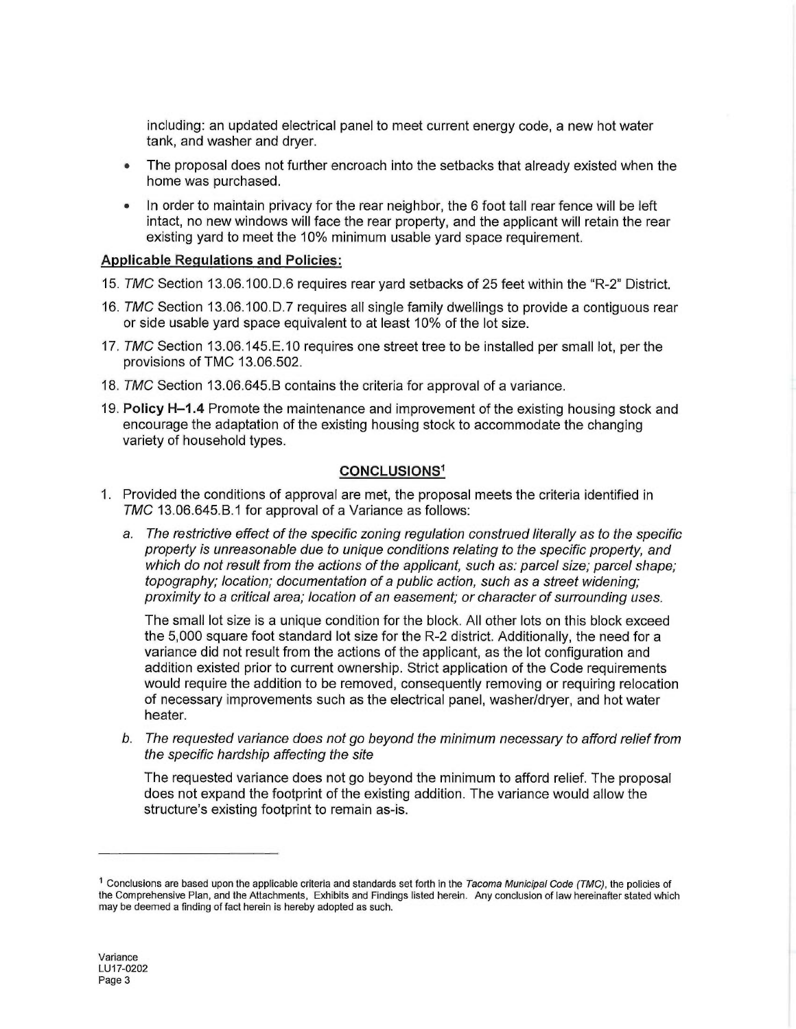including: an updated electrical panel to meet current energy code, a new hot water tank, and washer and dryer.

- The proposal does not further encroach into the setbacks that already existed when the home was purchased.
- In order to maintain privacy for the rear neighbor, the 6 foot tall rear fence will be left intact, no new windows will face the rear property, and the applicant will retain the rear existing yard to meet the 10% minimum usable yard space requirement.

**Applicable Regulations and Policies:**

15. *TMC* Section 13.06.100.D.6 requires rear yard setbacks of 25 feet within the "R-2" District.
16. *TMC* Section 13.06.100.D.7 requires all single family dwellings to provide a contiguous rear or side usable yard space equivalent to at least 10% of the lot size.
17. *TMC* Section 13.06.145.E.10 requires one street tree to be installed per small lot, per the provisions of TMC 13.06.502.
18. *TMC* Section 13.06.645.B contains the criteria for approval of a variance.
19. **Policy H–1.4** Promote the maintenance and improvement of the existing housing stock and encourage the adaptation of the existing housing stock to accommodate the changing variety of household types.

## CONCLUSIONS[1]

1. Provided the conditions of approval are met, the proposal meets the criteria identified in *TMC* 13.06.645.B.1 for approval of a Variance as follows:

   a. *The restrictive effect of the specific zoning regulation construed literally as to the specific property is unreasonable due to unique conditions relating to the specific property, and which do not result from the actions of the applicant, such as: parcel size; parcel shape; topography; location; documentation of a public action, such as a street widening; proximity to a critical area; location of an easement; or character of surrounding uses.*

      The small lot size is a unique condition for the block. All other lots on this block exceed the 5,000 square foot standard lot size for the R-2 district. Additionally, the need for a variance did not result from the actions of the applicant, as the lot configuration and addition existed prior to current ownership. Strict application of the Code requirements would require the addition to be removed, consequently removing or requiring relocation of necessary improvements such as the electrical panel, washer/dryer, and hot water heater.

   b. *The requested variance does not go beyond the minimum necessary to afford relief from the specific hardship affecting the site*

      The requested variance does not go beyond the minimum to afford relief. The proposal does not expand the footprint of the existing addition. The variance would allow the structure's existing footprint to remain as-is.

---

[1] Conclusions are based upon the applicable criteria and standards set forth in the *Tacoma Municipal Code (TMC)*, the policies of the Comprehensive Plan, and the Attachments, Exhibits and Findings listed herein. Any conclusion of law hereinafter stated which may be deemed a finding of fact herein is hereby adopted as such.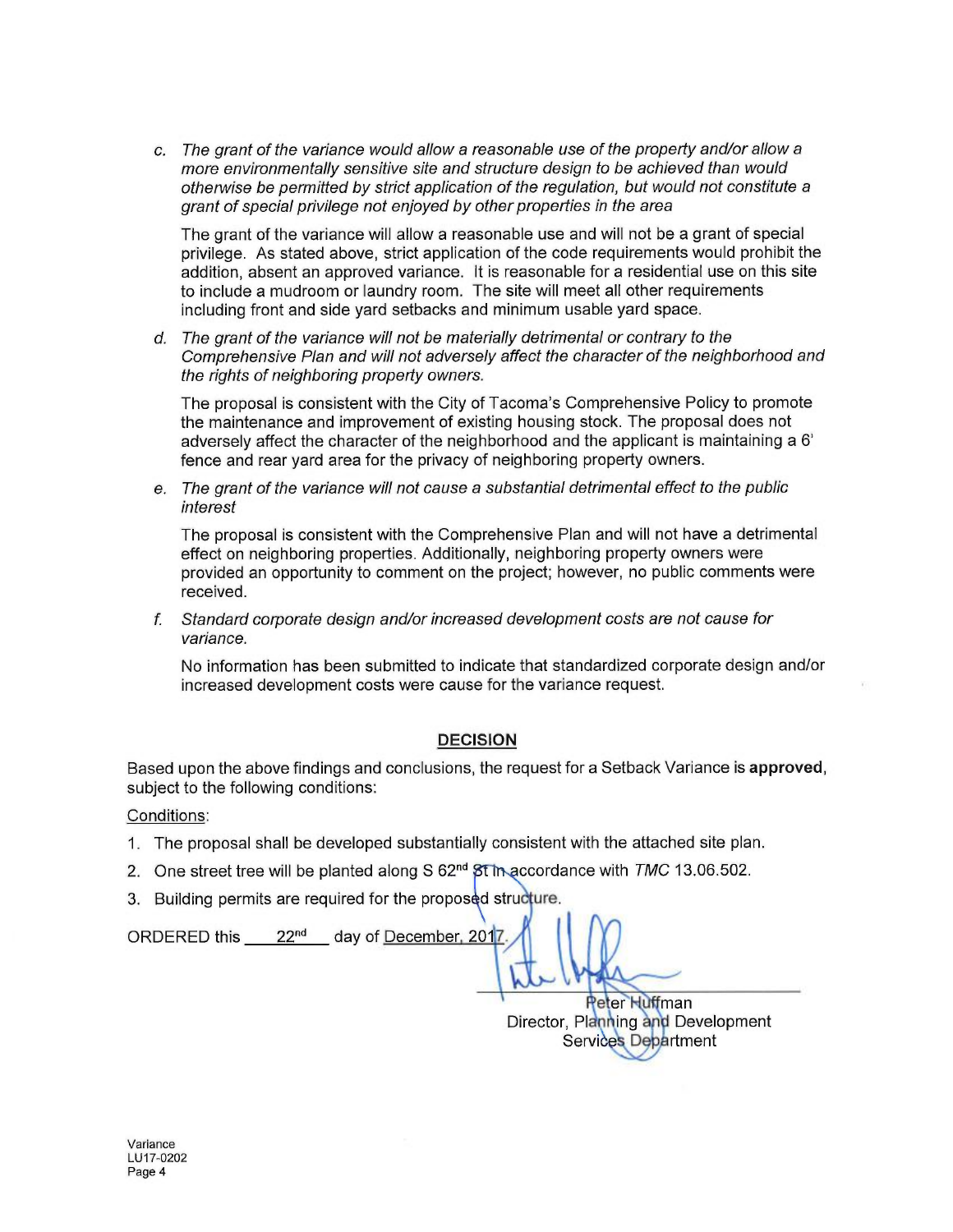c. *The grant of the variance would allow a reasonable use of the property and/or allow a more environmentally sensitive site and structure design to be achieved than would otherwise be permitted by strict application of the regulation, but would not constitute a grant of special privilege not enjoyed by other properties in the area*

   The grant of the variance will allow a reasonable use and will not be a grant of special privilege. As stated above, strict application of the code requirements would prohibit the addition, absent an approved variance. It is reasonable for a residential use on this site to include a mudroom or laundry room. The site will meet all other requirements including front and side yard setbacks and minimum usable yard space.

d. *The grant of the variance will not be materially detrimental or contrary to the Comprehensive Plan and will not adversely affect the character of the neighborhood and the rights of neighboring property owners.*

   The proposal is consistent with the City of Tacoma's Comprehensive Policy to promote the maintenance and improvement of existing housing stock. The proposal does not adversely affect the character of the neighborhood and the applicant is maintaining a 6' fence and rear yard area for the privacy of neighboring property owners.

e. *The grant of the variance will not cause a substantial detrimental effect to the public interest*

   The proposal is consistent with the Comprehensive Plan and will not have a detrimental effect on neighboring properties. Additionally, neighboring property owners were provided an opportunity to comment on the project; however, no public comments were received.

f. *Standard corporate design and/or increased development costs are not cause for variance.*

   No information has been submitted to indicate that standardized corporate design and/or increased development costs were cause for the variance request.

## DECISION

Based upon the above findings and conclusions, the request for a Setback Variance is **approved**, subject to the following conditions:

Conditions:

1. The proposal shall be developed substantially consistent with the attached site plan.
2. One street tree will be planted along S 62nd St in accordance with *TMC* 13.06.502.
3. Building permits are required for the proposed structure.

ORDERED this 22nd day of December, 2017.

Peter Huffman
Director, Planning and Development Services Department

Variance
LU17-0202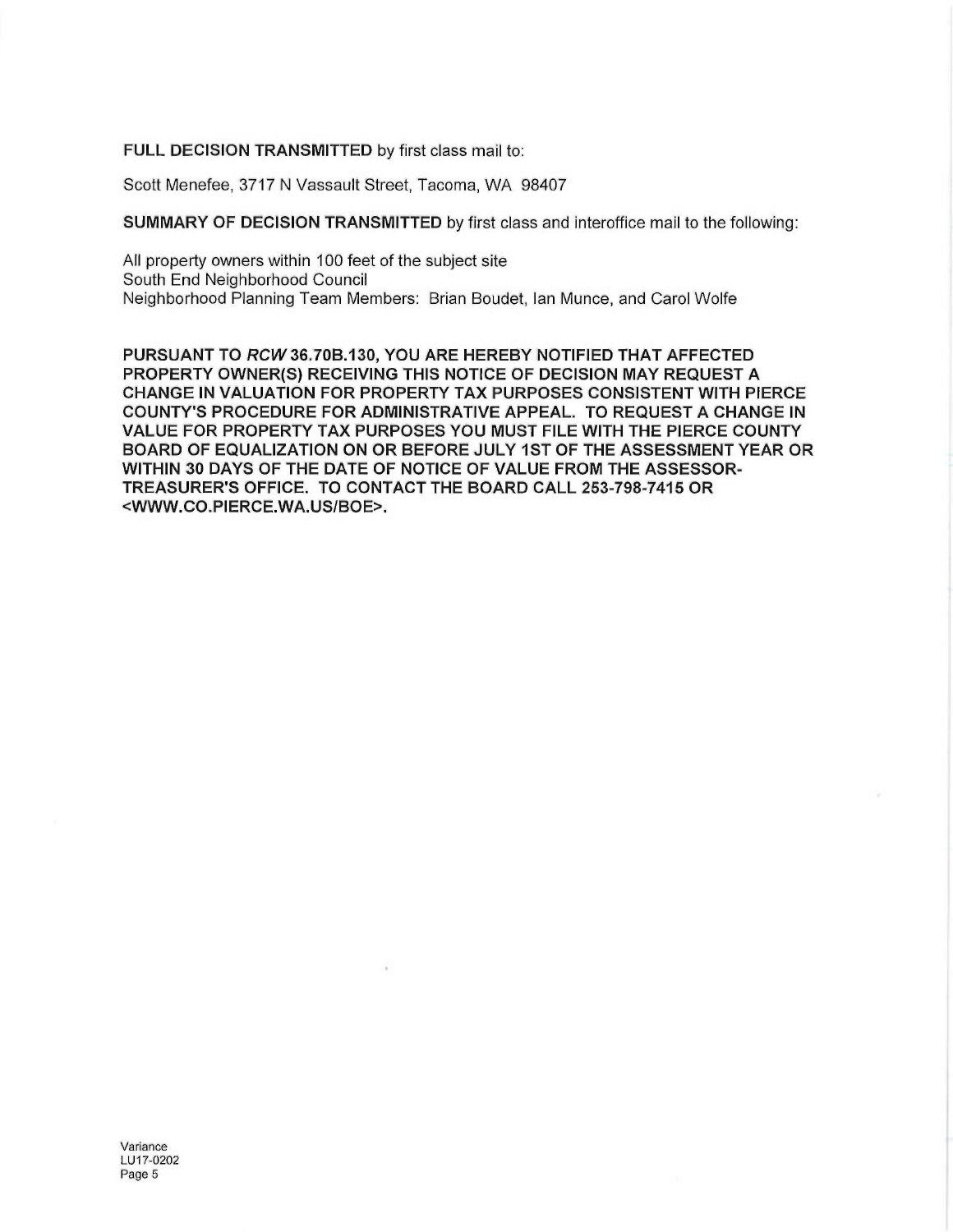**FULL DECISION TRANSMITTED** by first class mail to:

Scott Menefee, 3717 N Vassault Street, Tacoma, WA 98407

**SUMMARY OF DECISION TRANSMITTED** by first class and interoffice mail to the following:

All property owners within 100 feet of the subject site
South End Neighborhood Council
Neighborhood Planning Team Members: Brian Boudet, Ian Munce, and Carol Wolfe

**PURSUANT TO *RCW* 36.70B.130, YOU ARE HEREBY NOTIFIED THAT AFFECTED PROPERTY OWNER(S) RECEIVING THIS NOTICE OF DECISION MAY REQUEST A CHANGE IN VALUATION FOR PROPERTY TAX PURPOSES CONSISTENT WITH PIERCE COUNTY'S PROCEDURE FOR ADMINISTRATIVE APPEAL. TO REQUEST A CHANGE IN VALUE FOR PROPERTY TAX PURPOSES YOU MUST FILE WITH THE PIERCE COUNTY BOARD OF EQUALIZATION ON OR BEFORE JULY 1ST OF THE ASSESSMENT YEAR OR WITHIN 30 DAYS OF THE DATE OF NOTICE OF VALUE FROM THE ASSESSOR-TREASURER'S OFFICE. TO CONTACT THE BOARD CALL 253-798-7415 OR <WWW.CO.PIERCE.WA.US/BOE>.**

Variance
LU17-0202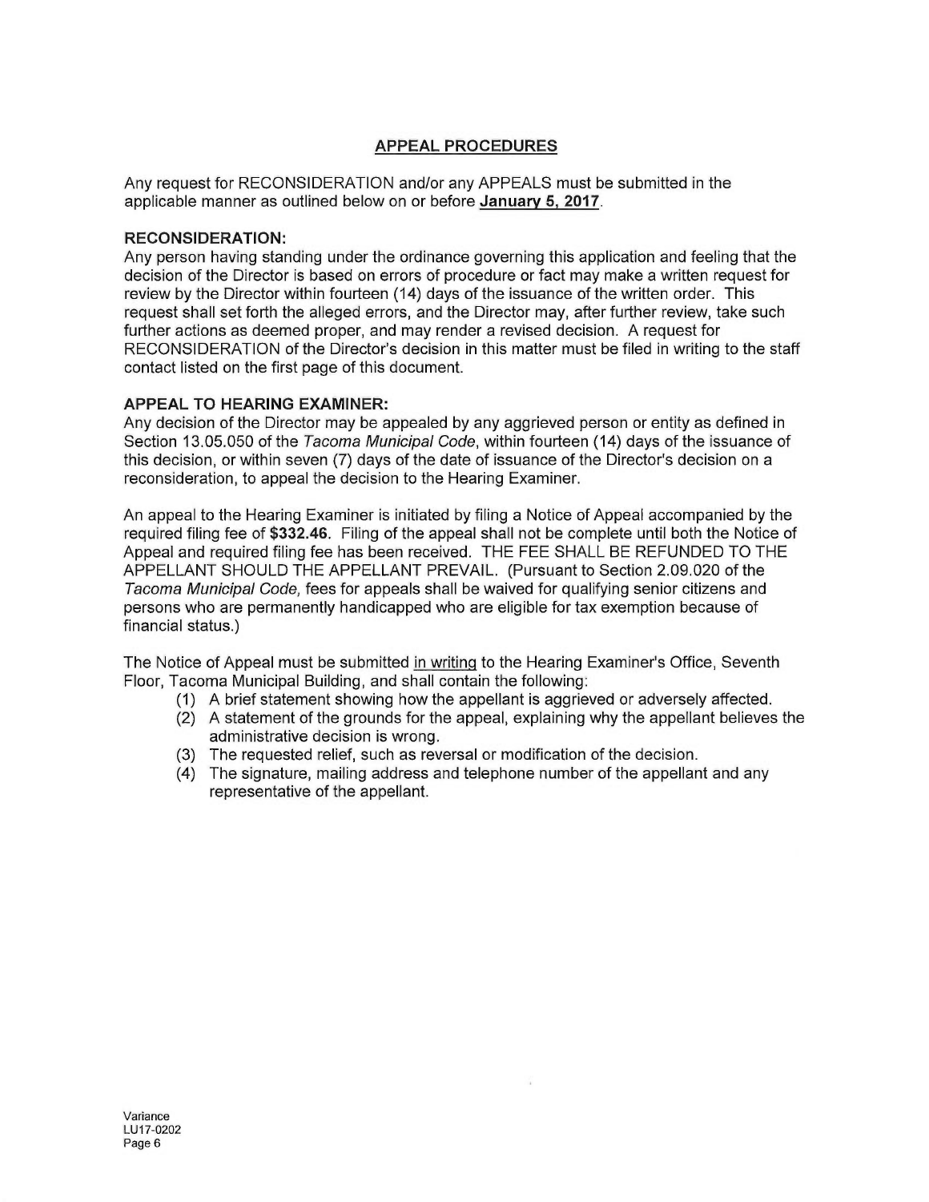## APPEAL PROCEDURES

Any request for RECONSIDERATION and/or any APPEALS must be submitted in the applicable manner as outlined below on or before **January 5, 2017**.

**RECONSIDERATION:**

Any person having standing under the ordinance governing this application and feeling that the decision of the Director is based on errors of procedure or fact may make a written request for review by the Director within fourteen (14) days of the issuance of the written order. This request shall set forth the alleged errors, and the Director may, after further review, take such further actions as deemed proper, and may render a revised decision. A request for RECONSIDERATION of the Director's decision in this matter must be filed in writing to the staff contact listed on the first page of this document.

**APPEAL TO HEARING EXAMINER:**

Any decision of the Director may be appealed by any aggrieved person or entity as defined in Section 13.05.050 of the *Tacoma Municipal Code*, within fourteen (14) days of the issuance of this decision, or within seven (7) days of the date of issuance of the Director's decision on a reconsideration, to appeal the decision to the Hearing Examiner.

An appeal to the Hearing Examiner is initiated by filing a Notice of Appeal accompanied by the required filing fee of **$332.46**. Filing of the appeal shall not be complete until both the Notice of Appeal and required filing fee has been received. THE FEE SHALL BE REFUNDED TO THE APPELLANT SHOULD THE APPELLANT PREVAIL. (Pursuant to Section 2.09.020 of the *Tacoma Municipal Code,* fees for appeals shall be waived for qualifying senior citizens and persons who are permanently handicapped who are eligible for tax exemption because of financial status.)

The Notice of Appeal must be submitted in writing to the Hearing Examiner's Office, Seventh Floor, Tacoma Municipal Building, and shall contain the following:

(1) A brief statement showing how the appellant is aggrieved or adversely affected.
(2) A statement of the grounds for the appeal, explaining why the appellant believes the administrative decision is wrong.
(3) The requested relief, such as reversal or modification of the decision.
(4) The signature, mailing address and telephone number of the appellant and any representative of the appellant.

Variance
LU17-0202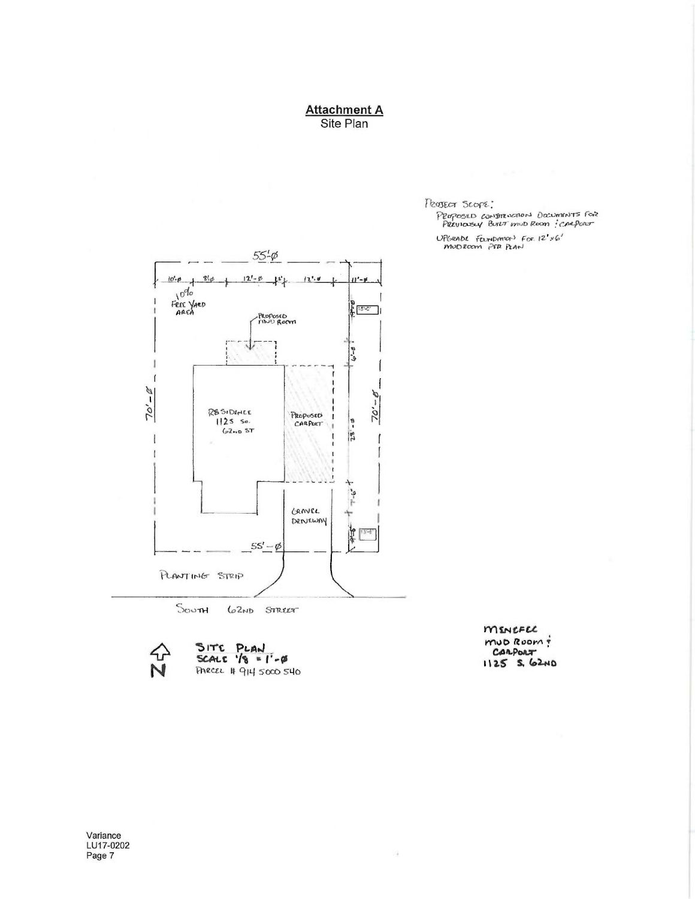**Attachment A**

Site Plan

PROJECT SCOPE:
PROPOSED CONSTRUCTION DOCUMENTS FOR PREVIOUSLY BUILT MUD ROOM ; CARPORT
UPGRADE FOUNDATION FOR 12'x6' MUDROOM PER PLAN

55'-0

10'-0 8'-0 12'-0 2' 12'-0 11'-0

10% FREE YARD AREA

PROPOSED MUD ROOM

70'-0

RESIDENCE 1125 So. 62ND ST

PROPOSED CARPORT

70'-0

6'-0

28'-0

7'-6"

GRAVEL DRIVEWAY

55'-0

PLANTING STRIP

SOUTH 62ND STREET

N

SITE PLAN
SCALE 1/8 = 1'-0
PARCEL # 914 5000 540

MSNEFEE
MUD ROOM ;
CARPORT
1125 S. 62ND

Variance
LU17-0202
Page 7